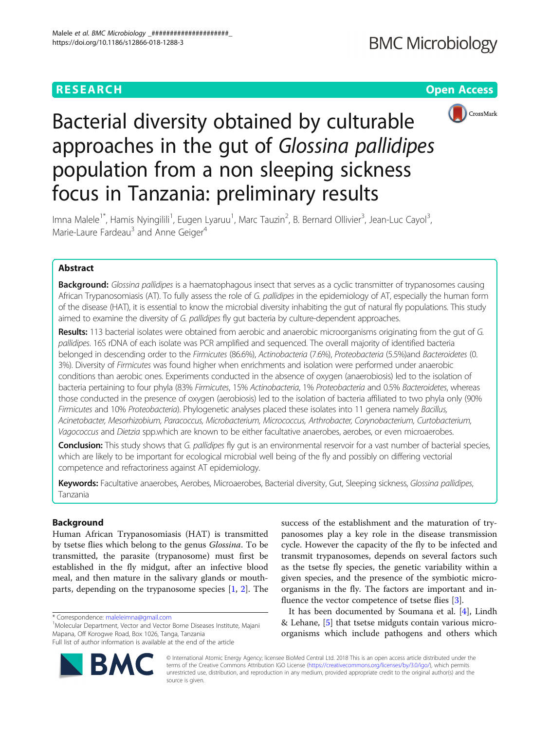RESEARCH Open Access

# Bacterial diversity obtained by culturable approaches in the gut of *Glossina pallidipes* population from a non sleeping sickness focus in Tanzania: preliminary results

Imna Malele[1*], Hamis Nyingilili[1], Eugen Lyaruu[1], Marc Tauzin[2], B. Bernard Ollivier[3], Jean-Luc Cayol[3], Marie-Laure Fardeau[3] and Anne Geiger[4]

## Abstract

**Background:** *Glossina pallidipes* is a haematophagous insect that serves as a cyclic transmitter of trypanosomes causing African Trypanosomiasis (AT). To fully assess the role of *G. pallidipes* in the epidemiology of AT, especially the human form of the disease (HAT), it is essential to know the microbial diversity inhabiting the gut of natural fly populations. This study aimed to examine the diversity of *G. pallidipes* fly gut bacteria by culture-dependent approaches.

**Results:** 113 bacterial isolates were obtained from aerobic and anaerobic microorganisms originating from the gut of *G. pallidipes*. 16S rDNA of each isolate was PCR amplified and sequenced. The overall majority of identified bacteria belonged in descending order to the *Firmicutes* (86.6%), *Actinobacteria* (7.6%), *Proteobacteria* (5.5%)and *Bacteroidetes* (0. 3%). Diversity of *Firmicutes* was found higher when enrichments and isolation were performed under anaerobic conditions than aerobic ones. Experiments conducted in the absence of oxygen (anaerobiosis) led to the isolation of bacteria pertaining to four phyla (83% *Firmicutes*, 15% *Actinobacteria*, 1% *Proteobacteria* and 0.5% *Bacteroidetes*, whereas those conducted in the presence of oxygen (aerobiosis) led to the isolation of bacteria affiliated to two phyla only (90% *Firmicutes* and 10% *Proteobacteria*). Phylogenetic analyses placed these isolates into 11 genera namely *Bacillus, Acinetobacter, Mesorhizobium, Paracoccus, Microbacterium, Micrococcus, Arthrobacter, Corynobacterium, Curtobacterium, Vagococcus* and *Dietzia* spp.which are known to be either facultative anaerobes, aerobes, or even microaerobes.

**Conclusion:** This study shows that *G. pallidipes* fly gut is an environmental reservoir for a vast number of bacterial species, which are likely to be important for ecological microbial well being of the fly and possibly on differing vectorial competence and refractoriness against AT epidemiology.

**Keywords:** Facultative anaerobes, Aerobes, Microaerobes, Bacterial diversity, Gut, Sleeping sickness, *Glossina pallidipes*, Tanzania

## Background

Human African Trypanosomiasis (HAT) is transmitted by tsetse flies which belong to the genus *Glossina*. To be transmitted, the parasite (trypanosome) must first be established in the fly midgut, after an infective blood meal, and then mature in the salivary glands or mouthparts, depending on the trypanosome species [1, 2]. The success of the establishment and the maturation of trypanosomes play a key role in the disease transmission cycle. However the capacity of the fly to be infected and transmit trypanosomes, depends on several factors such as the tsetse fly species, the genetic variability within a given species, and the presence of the symbiotic microorganisms in the fly. The factors are important and influence the vector competence of tsetse flies [3].

It has been documented by Soumana et al. [4], Lindh & Lehane, [5] that tsetse midguts contain various microorganisms which include pathogens and others which

\* Correspondence: maleleimna@gmail.com
[1]Molecular Department, Vector and Vector Borne Diseases Institute, Majani Mapana, Off Korogwe Road, Box 1026, Tanga, Tanzania
Full list of author information is available at the end of the article

© International Atomic Energy Agency; licensee BioMed Central Ltd. 2018 This is an open access article distributed under the terms of the Creative Commons Attribution IGO License (https://creativecommons.org/licenses/by/3.0/igo/), which permits unrestricted use, distribution, and reproduction in any medium, provided appropriate credit to the original author(s) and the source is given.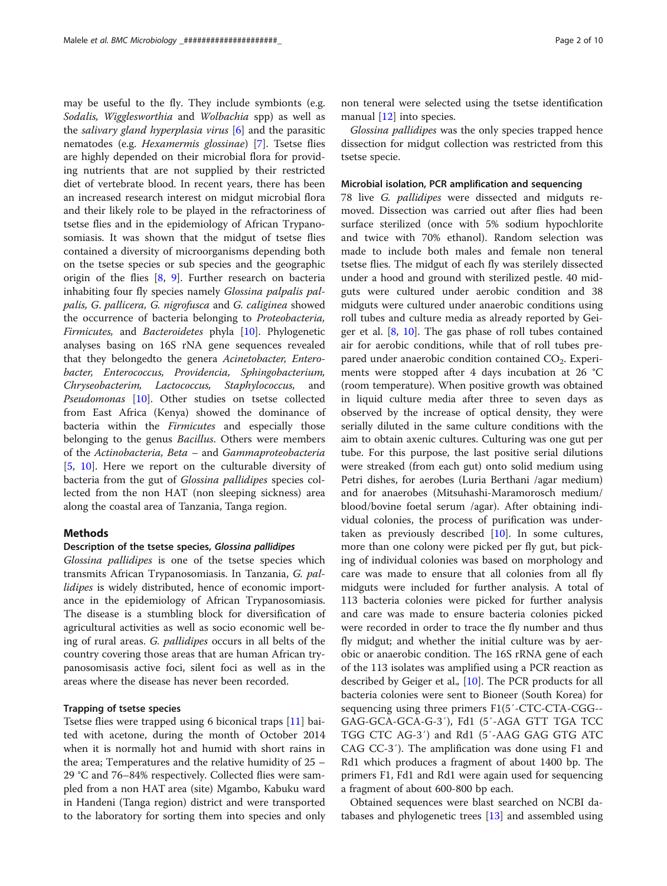may be useful to the fly. They include symbionts (e.g. *Sodalis, Wigglesworthia* and *Wolbachia* spp) as well as the *salivary gland hyperplasia virus* [6] and the parasitic nematodes (e.g. *Hexamermis glossinae*) [7]. Tsetse flies are highly depended on their microbial flora for providing nutrients that are not supplied by their restricted diet of vertebrate blood. In recent years, there has been an increased research interest on midgut microbial flora and their likely role to be played in the refractoriness of tsetse flies and in the epidemiology of African Trypanosomiasis. It was shown that the midgut of tsetse flies contained a diversity of microorganisms depending both on the tsetse species or sub species and the geographic origin of the flies [8, 9]. Further research on bacteria inhabiting four fly species namely *Glossina palpalis palpalis, G. pallicera, G. nigrofusca* and *G. caliginea* showed the occurrence of bacteria belonging to *Proteobacteria, Firmicutes,* and *Bacteroidetes* phyla [10]. Phylogenetic analyses basing on 16S rNA gene sequences revealed that they belongedto the genera *Acinetobacter, Enterobacter, Enterococcus, Providencia, Sphingobacterium, Chryseobacterim, Lactococcus, Staphylococcus,* and *Pseudomonas* [10]. Other studies on tsetse collected from East Africa (Kenya) showed the dominance of bacteria within the *Firmicutes* and especially those belonging to the genus *Bacillus*. Others were members of the *Actinobacteria, Beta* – and *Gammaproteobacteria* [5, 10]. Here we report on the culturable diversity of bacteria from the gut of *Glossina pallidipes* species collected from the non HAT (non sleeping sickness) area along the coastal area of Tanzania, Tanga region.

## Methods

### Description of the tsetse species, *Glossina pallidipes*

*Glossina pallidipes* is one of the tsetse species which transmits African Trypanosomiasis. In Tanzania, *G. pallidipes* is widely distributed, hence of economic importance in the epidemiology of African Trypanosomiasis. The disease is a stumbling block for diversification of agricultural activities as well as socio economic well being of rural areas. *G. pallidipes* occurs in all belts of the country covering those areas that are human African trypanosomisasis active foci, silent foci as well as in the areas where the disease has never been recorded.

### Trapping of tsetse species

Tsetse flies were trapped using 6 biconical traps [11] baited with acetone, during the month of October 2014 when it is normally hot and humid with short rains in the area; Temperatures and the relative humidity of 25 – 29 °C and 76–84% respectively. Collected flies were sampled from a non HAT area (site) Mgambo, Kabuku ward in Handeni (Tanga region) district and were transported to the laboratory for sorting them into species and only non teneral were selected using the tsetse identification manual [12] into species.

*Glossina pallidipes* was the only species trapped hence dissection for midgut collection was restricted from this tsetse specie.

### Microbial isolation, PCR amplification and sequencing

78 live *G. pallidipes* were dissected and midguts removed. Dissection was carried out after flies had been surface sterilized (once with 5% sodium hypochlorite and twice with 70% ethanol). Random selection was made to include both males and female non teneral tsetse flies. The midgut of each fly was sterilely dissected under a hood and ground with sterilized pestle. 40 midguts were cultured under aerobic condition and 38 midguts were cultured under anaerobic conditions using roll tubes and culture media as already reported by Geiger et al. [8, 10]. The gas phase of roll tubes contained air for aerobic conditions, while that of roll tubes prepared under anaerobic condition contained $CO_2$. Experiments were stopped after 4 days incubation at 26 °C (room temperature). When positive growth was obtained in liquid culture media after three to seven days as observed by the increase of optical density, they were serially diluted in the same culture conditions with the aim to obtain axenic cultures. Culturing was one gut per tube. For this purpose, the last positive serial dilutions were streaked (from each gut) onto solid medium using Petri dishes, for aerobes (Luria Berthani /agar medium) and for anaerobes (Mitsuhashi-Maramorosch medium/ blood/bovine foetal serum /agar). After obtaining individual colonies, the process of purification was undertaken as previously described [10]. In some cultures, more than one colony were picked per fly gut, but picking of individual colonies was based on morphology and care was made to ensure that all colonies from all fly midguts were included for further analysis. A total of 113 bacteria colonies were picked for further analysis and care was made to ensure bacteria colonies picked were recorded in order to trace the fly number and thus fly midgut; and whether the initial culture was by aerobic or anaerobic condition. The 16S rRNA gene of each of the 113 isolates was amplified using a PCR reaction as described by Geiger et al., [10]. The PCR products for all bacteria colonies were sent to Bioneer (South Korea) for sequencing using three primers F1(5′-CTC-CTA-CGG--GAG-GCA-GCA-G-3′), Fd1 (5′-AGA GTT TGA TCC TGG CTC AG-3′) and Rd1 (5′-AAG GAG GTG ATC CAG CC-3′). The amplification was done using F1 and Rd1 which produces a fragment of about 1400 bp. The primers F1, Fd1 and Rd1 were again used for sequencing a fragment of about 600-800 bp each.

Obtained sequences were blast searched on NCBI databases and phylogenetic trees [13] and assembled using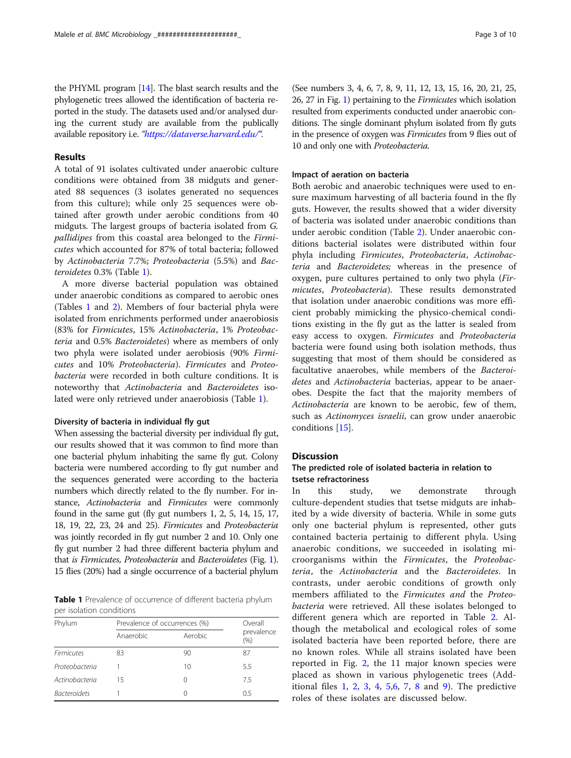the PHYML program [14]. The blast search results and the phylogenetic trees allowed the identification of bacteria reported in the study. The datasets used and/or analysed during the current study are available from the publically available repository i.e. "https://dataverse.harvard.edu/".

## Results

A total of 91 isolates cultivated under anaerobic culture conditions were obtained from 38 midguts and generated 88 sequences (3 isolates generated no sequences from this culture); while only 25 sequences were obtained after growth under aerobic conditions from 40 midguts. The largest groups of bacteria isolated from *G. pallidipes* from this coastal area belonged to the *Firmicutes* which accounted for 87% of total bacteria; followed by *Actinobacteria* 7.7%; *Proteobacteria* (5.5%) and *Bacteroidetes* 0.3% (Table 1).

A more diverse bacterial population was obtained under anaerobic conditions as compared to aerobic ones (Tables 1 and 2). Members of four bacterial phyla were isolated from enrichments performed under anaerobiosis (83% for *Firmicutes*, 15% *Actinobacteria*, 1% *Proteobacteria* and 0.5% *Bacteroidetes*) where as members of only two phyla were isolated under aerobiosis (90% *Firmicutes* and 10% *Proteobacteria*). *Firmicutes* and *Proteobacteria* were recorded in both culture conditions. It is noteworthy that *Actinobacteria* and *Bacteroidetes* isolated were only retrieved under anaerobiosis (Table 1).

### Diversity of bacteria in individual fly gut

When assessing the bacterial diversity per individual fly gut, our results showed that it was common to find more than one bacterial phylum inhabiting the same fly gut. Colony bacteria were numbered according to fly gut number and the sequences generated were according to the bacteria numbers which directly related to the fly number. For instance, *Actinobacteria* and *Firmicutes* were commonly found in the same gut (fly gut numbers 1, 2, 5, 14, 15, 17, 18, 19, 22, 23, 24 and 25). *Firmicutes* and *Proteobacteria* was jointly recorded in fly gut number 2 and 10. Only one fly gut number 2 had three different bacteria phylum and that *is Firmicutes, Proteobacteria* and *Bacteroidetes* (Fig. 1). 15 flies (20%) had a single occurrence of a bacterial phylum

**Table 1** Prevalence of occurrence of different bacteria phylum per isolation conditions

| Phylum | Prevalence of occurrences (%) | | Overall prevalence (%) |
|---|---|---|---|
| | Anaerobic | Aerobic | |
| *Firmicutes* | 83 | 90 | 87 |
| *Proteobacteria* | 1 | 10 | 5.5 |
| *Actinobacteria* | 15 | 0 | 7.5 |
| *Bacteroidets* | 1 | 0 | 0.5 |

(See numbers 3, 4, 6, 7, 8, 9, 11, 12, 13, 15, 16, 20, 21, 25, 26, 27 in Fig. 1) pertaining to the *Firmicutes* which isolation resulted from experiments conducted under anaerobic conditions. The single dominant phylum isolated from fly guts in the presence of oxygen was *Firmicutes* from 9 flies out of 10 and only one with *Proteobacteria.*

### Impact of aeration on bacteria

Both aerobic and anaerobic techniques were used to ensure maximum harvesting of all bacteria found in the fly guts. However, the results showed that a wider diversity of bacteria was isolated under anaerobic conditions than under aerobic condition (Table 2). Under anaerobic conditions bacterial isolates were distributed within four phyla including *Firmicutes*, *Proteobacteria*, *Actinobacteria* and *Bacteroidetes;* whereas in the presence of oxygen, pure cultures pertained to only two phyla (*Firmicutes*, *Proteobacteria*). These results demonstrated that isolation under anaerobic conditions was more efficient probably mimicking the physico-chemical conditions existing in the fly gut as the latter is sealed from easy access to oxygen. *Firmicutes* and *Proteobacteria* bacteria were found using both isolation methods, thus suggesting that most of them should be considered as facultative anaerobes, while members of the *Bacteroidetes* and *Actinobacteria* bacterias, appear to be anaerobes. Despite the fact that the majority members of *Actinobacteria* are known to be aerobic, few of them, such as *Actinomyces israelii*, can grow under anaerobic conditions [15].

## Discussion

### The predicted role of isolated bacteria in relation to tsetse refractoriness

In this study, we demonstrate through culture-dependent studies that tsetse midguts are inhabited by a wide diversity of bacteria. While in some guts only one bacterial phylum is represented, other guts contained bacteria pertainig to different phyla. Using anaerobic conditions, we succeeded in isolating microorganisms within the *Firmicutes*, the *Proteobacteria*, the *Actinobacteria* and the *Bacteroidetes*. In contrasts, under aerobic conditions of growth only members affiliated to the *Firmicutes and* the *Proteobacteria* were retrieved. All these isolates belonged to different genera which are reported in Table 2. Although the metabolical and ecological roles of some isolated bacteria have been reported before, there are no known roles. While all strains isolated have been reported in Fig. 2, the 11 major known species were placed as shown in various phylogenetic trees (Additional files 1, 2, 3, 4, 5,6, 7, 8 and 9). The predictive roles of these isolates are discussed below.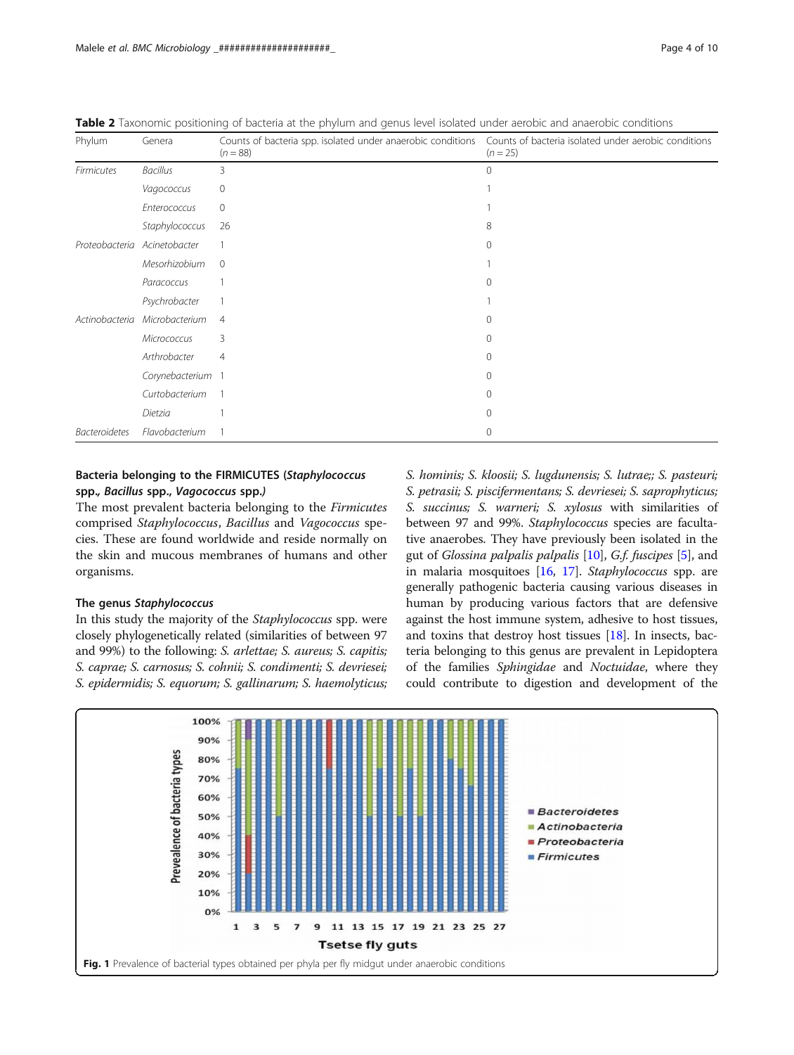**Table 2** Taxonomic positioning of bacteria at the phylum and genus level isolated under aerobic and anaerobic conditions

| Phylum | Genera | Counts of bacteria spp. isolated under anaerobic conditions (*n* = 88) | Counts of bacteria isolated under aerobic conditions (*n* = 25) |
|---|---|---|---|
| *Firmicutes* | *Bacillus* | 3 | 0 |
| | *Vagococcus* | 0 | 1 |
| | *Enterococcus* | 0 | 1 |
| | *Staphylococcus* | 26 | 8 |
| *Proteobacteria* | *Acinetobacter* | 1 | 0 |
| | *Mesorhizobium* | 0 | 1 |
| | *Paracoccus* | 1 | 0 |
| | *Psychrobacter* | 1 | 1 |
| *Actinobacteria* | *Microbacterium* | 4 | 0 |
| | *Micrococcus* | 3 | 0 |
| | *Arthrobacter* | 4 | 0 |
| | *Corynebacterium* | 1 | 0 |
| | *Curtobacterium* | 1 | 0 |
| | *Dietzia* | 1 | 0 |
| *Bacteroidetes* | *Flavobacterium* | 1 | 0 |

### Bacteria belonging to the FIRMICUTES (*Staphylococcus* spp., *Bacillus* spp., *Vagococcus* spp.)

The most prevalent bacteria belonging to the *Firmicutes* comprised *Staphylococcus*, *Bacillus* and *Vagococcus* species. These are found worldwide and reside normally on the skin and mucous membranes of humans and other organisms.

### The genus *Staphylococcus*

In this study the majority of the *Staphylococcus* spp. were closely phylogenetically related (similarities of between 97 and 99%) to the following: *S. arlettae; S. aureus; S. capitis; S. caprae; S. carnosus; S. cohnii; S. condimenti; S. devriesei; S. epidermidis; S. equorum; S. gallinarum; S. haemolyticus; S. hominis; S. kloosii; S. lugdunensis; S. lutrae;; S. pasteuri; S. petrasii; S. piscifermentans; S. devriesei; S. saprophyticus; S. succinus; S. warneri; S. xylosus* with similarities of between 97 and 99%. *Staphylococcus* species are facultative anaerobes. They have previously been isolated in the gut of *Glossina palpalis palpalis* [10], *G.f. fuscipes* [5], and in malaria mosquitoes [16, 17]. *Staphylococcus* spp. are generally pathogenic bacteria causing various diseases in human by producing various factors that are defensive against the host immune system, adhesive to host tissues, and toxins that destroy host tissues [18]. In insects, bacteria belonging to this genus are prevalent in Lepidoptera of the families *Sphingidae* and *Noctuidae*, where they could contribute to digestion and development of the

**Fig. 1** Prevalence of bacterial types obtained per phyla per fly midgut under anaerobic conditions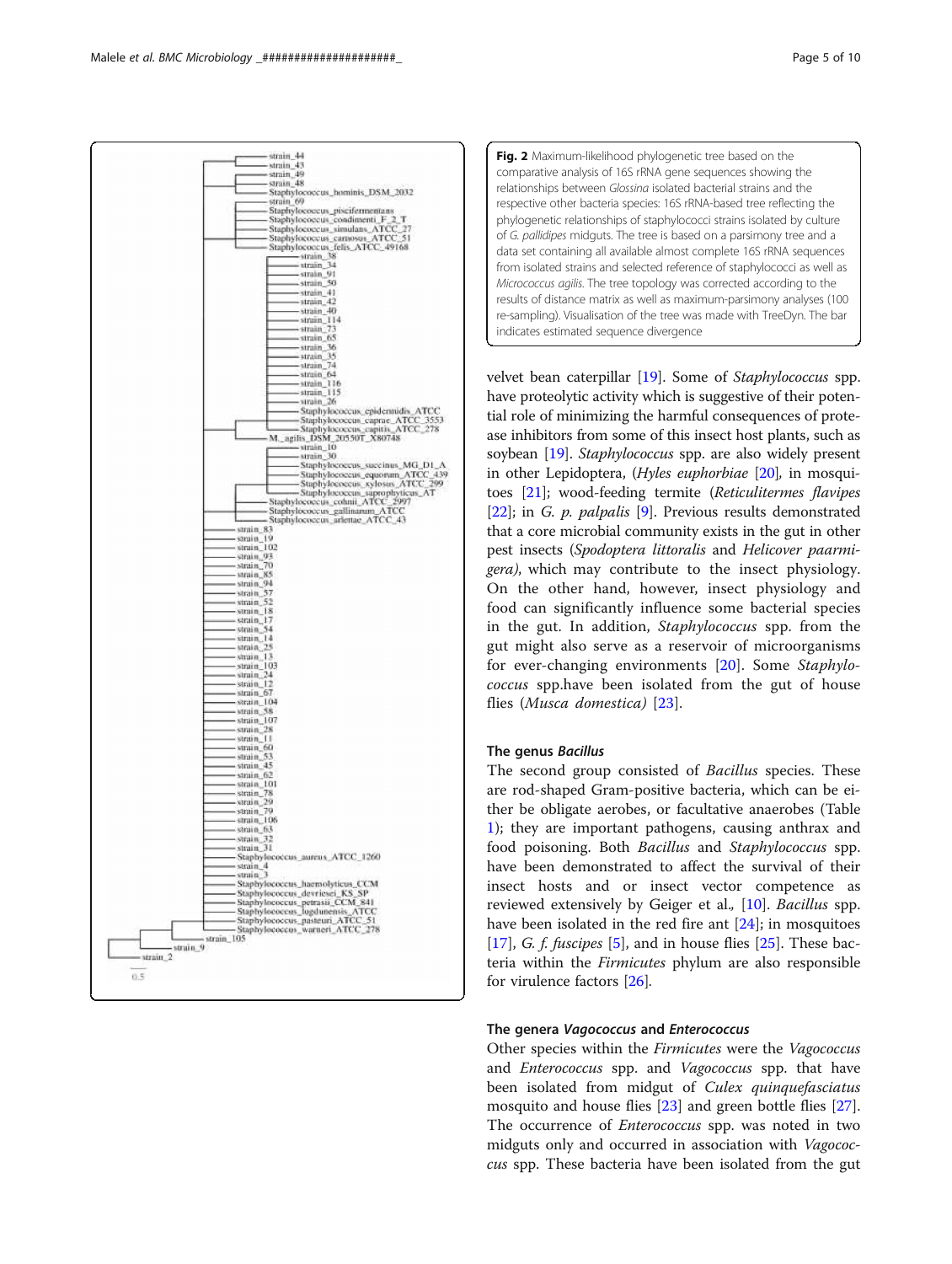**Fig. 2** Maximum-likelihood phylogenetic tree based on the comparative analysis of 16S rRNA gene sequences showing the relationships between *Glossina* isolated bacterial strains and the respective other bacteria species: 16S rRNA-based tree reflecting the phylogenetic relationships of staphylococci strains isolated by culture of *G. pallidipes* midguts. The tree is based on a parsimony tree and a data set containing all available almost complete 16S rRNA sequences from isolated strains and selected reference of staphylococci as well as *Micrococcus agilis*. The tree topology was corrected according to the results of distance matrix as well as maximum-parsimony analyses (100 re-sampling). Visualisation of the tree was made with TreeDyn. The bar indicates estimated sequence divergence

velvet bean caterpillar [19]. Some of *Staphylococcus* spp. have proteolytic activity which is suggestive of their potential role of minimizing the harmful consequences of protease inhibitors from some of this insect host plants, such as soybean [19]. *Staphylococcus* spp. are also widely present in other Lepidoptera, (*Hyles euphorbiae* [20], in mosquitoes [21]; wood-feeding termite (*Reticulitermes flavipes* [22]; in *G. p. palpalis* [9]. Previous results demonstrated that a core microbial community exists in the gut in other pest insects (*Spodoptera littoralis* and *Helicover paarmigera)*, which may contribute to the insect physiology. On the other hand, however, insect physiology and food can significantly influence some bacterial species in the gut. In addition, *Staphylococcus* spp. from the gut might also serve as a reservoir of microorganisms for ever-changing environments [20]. Some *Staphylococcus* spp.have been isolated from the gut of house flies (*Musca domestica)* [23].

### The genus *Bacillus*

The second group consisted of *Bacillus* species. These are rod-shaped Gram-positive bacteria, which can be either be obligate aerobes, or facultative anaerobes (Table 1); they are important pathogens, causing anthrax and food poisoning. Both *Bacillus* and *Staphylococcus* spp. have been demonstrated to affect the survival of their insect hosts and or insect vector competence as reviewed extensively by Geiger et al., [10]. *Bacillus* spp. have been isolated in the red fire ant [24]; in mosquitoes [17], *G. f. fuscipes* [5], and in house flies [25]. These bacteria within the *Firmicutes* phylum are also responsible for virulence factors [26].

### The genera *Vagococcus* and *Enterococcus*

Other species within the *Firmicutes* were the *Vagococcus* and *Enterococcus* spp. and *Vagococcus* spp. that have been isolated from midgut of *Culex quinquefasciatus* mosquito and house flies [23] and green bottle flies [27]. The occurrence of *Enterococcus* spp. was noted in two midguts only and occurred in association with *Vagococcus* spp. These bacteria have been isolated from the gut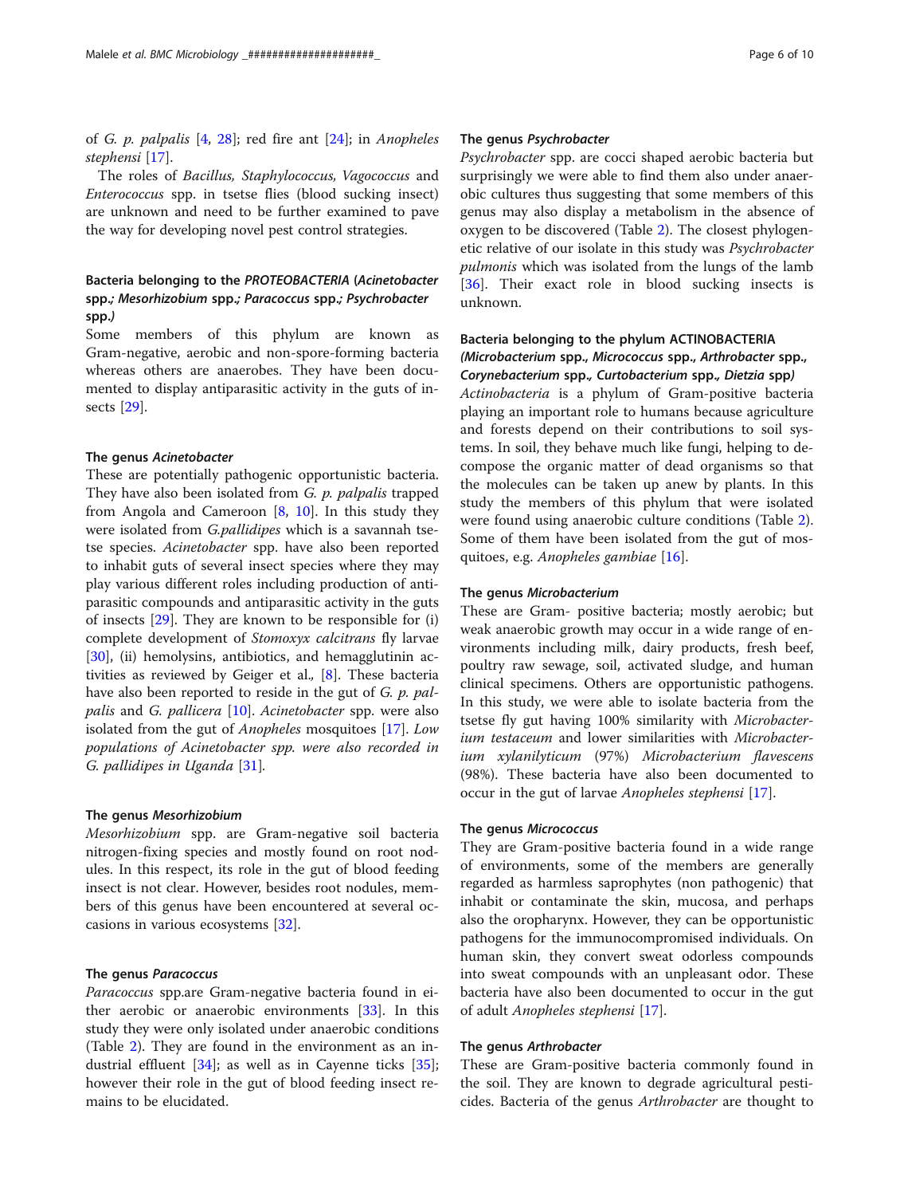of *G. p. palpalis* [4, 28]; red fire ant [24]; in *Anopheles stephensi* [17].

The roles of *Bacillus, Staphylococcus, Vagococcus* and *Enterococcus* spp. in tsetse flies (blood sucking insect) are unknown and need to be further examined to pave the way for developing novel pest control strategies.

### Bacteria belonging to the *PROTEOBACTERIA* (*Acinetobacter* spp.; *Mesorhizobium* spp.; *Paracoccus* spp.; *Psychrobacter* spp.)

Some members of this phylum are known as Gram-negative, aerobic and non-spore-forming bacteria whereas others are anaerobes. They have been documented to display antiparasitic activity in the guts of insects [29].

#### The genus *Acinetobacter*

These are potentially pathogenic opportunistic bacteria. They have also been isolated from *G. p. palpalis* trapped from Angola and Cameroon [8, 10]. In this study they were isolated from *G.pallidipes* which is a savannah tsetse species. *Acinetobacter* spp. have also been reported to inhabit guts of several insect species where they may play various different roles including production of antiparasitic compounds and antiparasitic activity in the guts of insects [29]. They are known to be responsible for (i) complete development of *Stomoxyx calcitrans* fly larvae [30], (ii) hemolysins, antibiotics, and hemagglutinin activities as reviewed by Geiger et al., [8]. These bacteria have also been reported to reside in the gut of *G. p. palpalis* and *G. pallicera* [10]. *Acinetobacter* spp. were also isolated from the gut of *Anopheles* mosquitoes [17]. *Low populations of Acinetobacter spp. were also recorded in G. pallidipes in Uganda* [31].

#### The genus *Mesorhizobium*

*Mesorhizobium* spp. are Gram-negative soil bacteria nitrogen-fixing species and mostly found on root nodules. In this respect, its role in the gut of blood feeding insect is not clear. However, besides root nodules, members of this genus have been encountered at several occasions in various ecosystems [32].

#### The genus *Paracoccus*

*Paracoccus* spp.are Gram-negative bacteria found in either aerobic or anaerobic environments [33]. In this study they were only isolated under anaerobic conditions (Table 2). They are found in the environment as an industrial effluent [34]; as well as in Cayenne ticks [35]; however their role in the gut of blood feeding insect remains to be elucidated.

#### The genus *Psychrobacter*

*Psychrobacter* spp. are cocci shaped aerobic bacteria but surprisingly we were able to find them also under anaerobic cultures thus suggesting that some members of this genus may also display a metabolism in the absence of oxygen to be discovered (Table 2). The closest phylogenetic relative of our isolate in this study was *Psychrobacter pulmonis* which was isolated from the lungs of the lamb [36]. Their exact role in blood sucking insects is unknown.

### Bacteria belonging to the phylum ACTINOBACTERIA (*Microbacterium* spp., *Micrococcus* spp., *Arthrobacter* spp., *Corynebacterium* spp., *Curtobacterium* spp., *Dietzia* spp)

*Actinobacteria* is a phylum of Gram-positive bacteria playing an important role to humans because agriculture and forests depend on their contributions to soil systems. In soil, they behave much like fungi, helping to decompose the organic matter of dead organisms so that the molecules can be taken up anew by plants. In this study the members of this phylum that were isolated were found using anaerobic culture conditions (Table 2). Some of them have been isolated from the gut of mosquitoes, e.g. *Anopheles gambiae* [16].

#### The genus *Microbacterium*

These are Gram- positive bacteria; mostly aerobic; but weak anaerobic growth may occur in a wide range of environments including milk, dairy products, fresh beef, poultry raw sewage, soil, activated sludge, and human clinical specimens. Others are opportunistic pathogens. In this study, we were able to isolate bacteria from the tsetse fly gut having 100% similarity with *Microbacterium testaceum* and lower similarities with *Microbacterium xylanilyticum* (97%) *Microbacterium flavescens* (98%). These bacteria have also been documented to occur in the gut of larvae *Anopheles stephensi* [17].

#### The genus *Micrococcus*

They are Gram-positive bacteria found in a wide range of environments, some of the members are generally regarded as harmless saprophytes (non pathogenic) that inhabit or contaminate the skin, mucosa, and perhaps also the oropharynx. However, they can be opportunistic pathogens for the immunocompromised individuals. On human skin, they convert sweat odorless compounds into sweat compounds with an unpleasant odor. These bacteria have also been documented to occur in the gut of adult *Anopheles stephensi* [17].

#### The genus *Arthrobacter*

These are Gram-positive bacteria commonly found in the soil. They are known to degrade agricultural pesticides. Bacteria of the genus *Arthrobacter* are thought to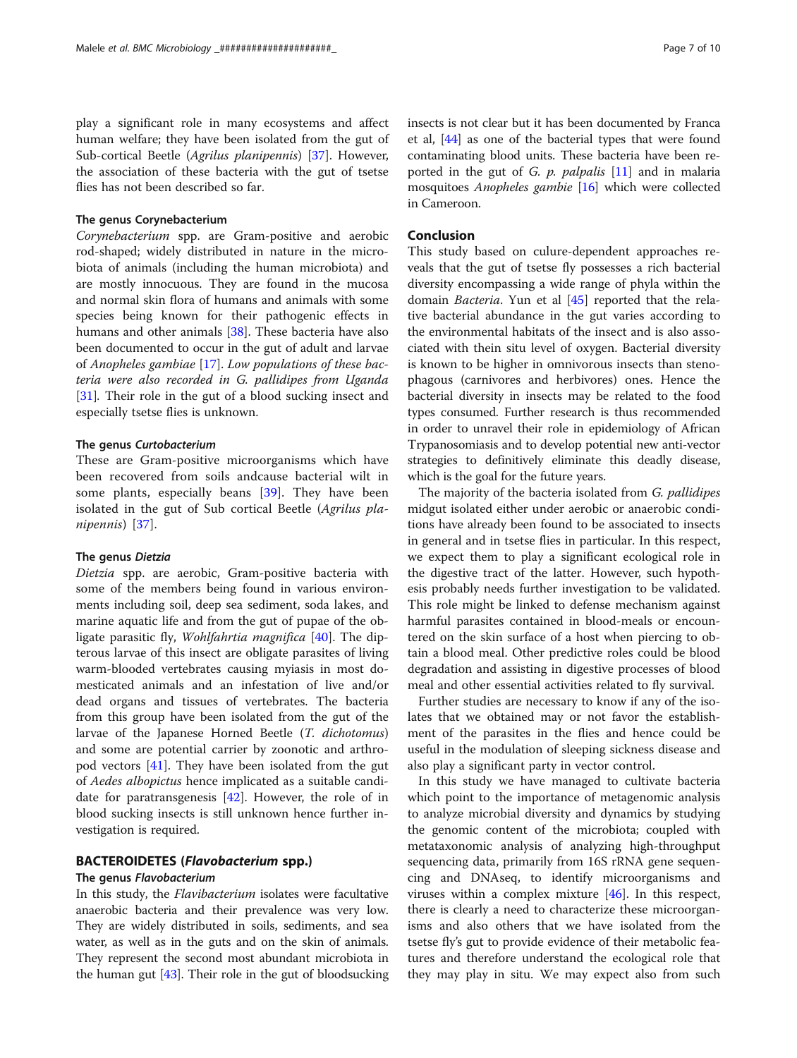play a significant role in many ecosystems and affect human welfare; they have been isolated from the gut of Sub-cortical Beetle (*Agrilus planipennis*) [37]. However, the association of these bacteria with the gut of tsetse flies has not been described so far.

#### The genus Corynebacterium

*Corynebacterium* spp. are Gram-positive and aerobic rod-shaped; widely distributed in nature in the microbiota of animals (including the human microbiota) and are mostly innocuous. They are found in the mucosa and normal skin flora of humans and animals with some species being known for their pathogenic effects in humans and other animals [38]. These bacteria have also been documented to occur in the gut of adult and larvae of *Anopheles gambiae* [17]. *Low populations of these bacteria were also recorded in G. pallidipes from Uganda* [31]. Their role in the gut of a blood sucking insect and especially tsetse flies is unknown.

#### The genus *Curtobacterium*

These are Gram-positive microorganisms which have been recovered from soils andcause bacterial wilt in some plants, especially beans [39]. They have been isolated in the gut of Sub cortical Beetle (*Agrilus planipennis*) [37].

#### The genus *Dietzia*

*Dietzia* spp. are aerobic, Gram-positive bacteria with some of the members being found in various environments including soil, deep sea sediment, soda lakes, and marine aquatic life and from the gut of pupae of the obligate parasitic fly, *Wohlfahrtia magnifica* [40]. The dipterous larvae of this insect are obligate parasites of living warm-blooded vertebrates causing myiasis in most domesticated animals and an infestation of live and/or dead organs and tissues of vertebrates. The bacteria from this group have been isolated from the gut of the larvae of the Japanese Horned Beetle (*T. dichotomus*) and some are potential carrier by zoonotic and arthropod vectors [41]. They have been isolated from the gut of *Aedes albopictus* hence implicated as a suitable candidate for paratransgenesis [42]. However, the role of in blood sucking insects is still unknown hence further investigation is required.

### BACTEROIDETES (*Flavobacterium* spp.)

#### The genus *Flavobacterium*

In this study, the *Flavibacterium* isolates were facultative anaerobic bacteria and their prevalence was very low. They are widely distributed in soils, sediments, and sea water, as well as in the guts and on the skin of animals. They represent the second most abundant microbiota in the human gut [43]. Their role in the gut of bloodsucking insects is not clear but it has been documented by Franca et al, [44] as one of the bacterial types that were found contaminating blood units. These bacteria have been reported in the gut of *G. p. palpalis* [11] and in malaria mosquitoes *Anopheles gambie* [16] which were collected in Cameroon.

## Conclusion

This study based on culure-dependent approaches reveals that the gut of tsetse fly possesses a rich bacterial diversity encompassing a wide range of phyla within the domain *Bacteria*. Yun et al [45] reported that the relative bacterial abundance in the gut varies according to the environmental habitats of the insect and is also associated with thein situ level of oxygen. Bacterial diversity is known to be higher in omnivorous insects than stenophagous (carnivores and herbivores) ones. Hence the bacterial diversity in insects may be related to the food types consumed. Further research is thus recommended in order to unravel their role in epidemiology of African Trypanosomiasis and to develop potential new anti-vector strategies to definitively eliminate this deadly disease, which is the goal for the future years.

The majority of the bacteria isolated from *G. pallidipes* midgut isolated either under aerobic or anaerobic conditions have already been found to be associated to insects in general and in tsetse flies in particular. In this respect, we expect them to play a significant ecological role in the digestive tract of the latter. However, such hypothesis probably needs further investigation to be validated. This role might be linked to defense mechanism against harmful parasites contained in blood-meals or encountered on the skin surface of a host when piercing to obtain a blood meal. Other predictive roles could be blood degradation and assisting in digestive processes of blood meal and other essential activities related to fly survival.

Further studies are necessary to know if any of the isolates that we obtained may or not favor the establishment of the parasites in the flies and hence could be useful in the modulation of sleeping sickness disease and also play a significant party in vector control.

In this study we have managed to cultivate bacteria which point to the importance of metagenomic analysis to analyze microbial diversity and dynamics by studying the genomic content of the microbiota; coupled with metataxonomic analysis of analyzing high-throughput sequencing data, primarily from 16S rRNA gene sequencing and DNAseq, to identify microorganisms and viruses within a complex mixture [46]. In this respect, there is clearly a need to characterize these microorganisms and also others that we have isolated from the tsetse fly's gut to provide evidence of their metabolic features and therefore understand the ecological role that they may play in situ. We may expect also from such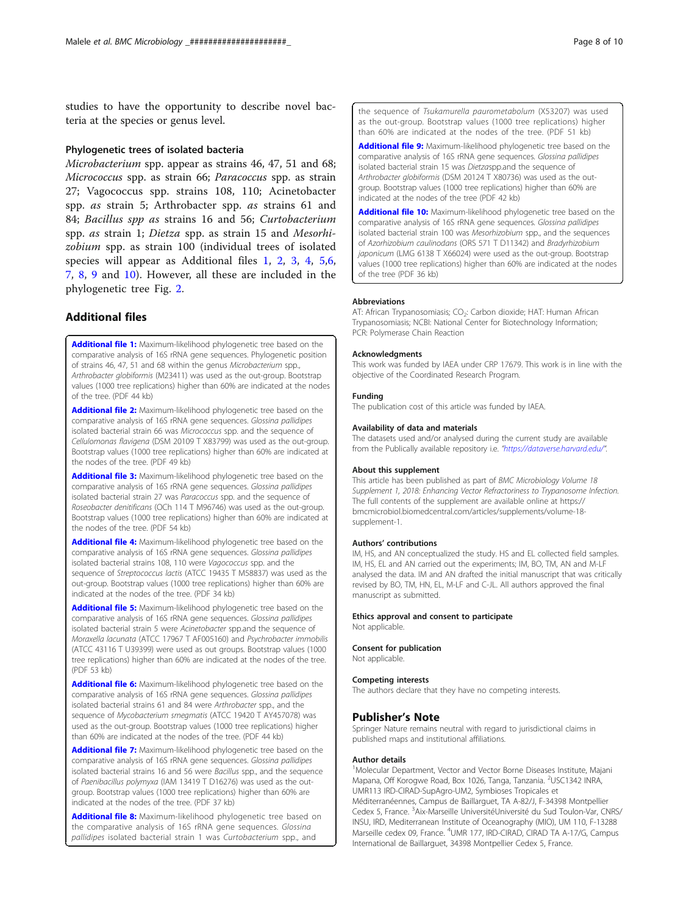studies to have the opportunity to describe novel bacteria at the species or genus level.

### Phylogenetic trees of isolated bacteria

*Microbacterium* spp. appear as strains 46, 47, 51 and 68; *Micrococcus* spp. as strain 66; *Paracoccus* spp. as strain 27; Vagococcus spp. strains 108, 110; Acinetobacter spp. *as* strain 5; Arthrobacter spp. *as* strains 61 and 84; *Bacillus spp as* strains 16 and 56; *Curtobacterium* spp. *as* strain 1; *Dietza* spp. as strain 15 and *Mesorhizobium* spp. as strain 100 (individual trees of isolated species will appear as Additional files 1, 2, 3, 4, 5,6, 7, 8, 9 and 10). However, all these are included in the phylogenetic tree Fig. 2.

## Additional files

**Additional file 1:** Maximum-likelihood phylogenetic tree based on the comparative analysis of 16S rRNA gene sequences. Phylogenetic position of strains 46, 47, 51 and 68 within the genus *Microbacterium* spp., *Arthrobacter globiformis* (M23411) was used as the out-group. Bootstrap values (1000 tree replications) higher than 60% are indicated at the nodes of the tree. (PDF 44 kb)

**Additional file 2:** Maximum-likelihood phylogenetic tree based on the comparative analysis of 16S rRNA gene sequences. *Glossina pallidipes* isolated bacterial strain 66 was *Micrococcus* spp. and the sequence of *Cellulomonas flavigena* (DSM 20109 T X83799) was used as the out-group. Bootstrap values (1000 tree replications) higher than 60% are indicated at the nodes of the tree. (PDF 49 kb)

**Additional file 3:** Maximum-likelihood phylogenetic tree based on the comparative analysis of 16S rRNA gene sequences. *Glossina pallidipes* isolated bacterial strain 27 was *Paracoccus* spp. and the sequence of *Roseobacter denitrificans* (OCh 114 T M96746) was used as the out-group. Bootstrap values (1000 tree replications) higher than 60% are indicated at the nodes of the tree. (PDF 54 kb)

**Additional file 4:** Maximum-likelihood phylogenetic tree based on the comparative analysis of 16S rRNA gene sequences. *Glossina pallidipes* isolated bacterial strains 108, 110 were *Vagococcus* spp. and the sequence of *Streptococcus lactis* (ATCC 19435 T M58837) was used as the out-group. Bootstrap values (1000 tree replications) higher than 60% are indicated at the nodes of the tree. (PDF 34 kb)

**Additional file 5:** Maximum-likelihood phylogenetic tree based on the comparative analysis of 16S rRNA gene sequences. *Glossina pallidipes* isolated bacterial strain 5 were *Acinetobacter* spp.and the sequence of *Moraxella lacunata* (ATCC 17967 T AF005160) and *Psychrobacter immobilis* (ATCC 43116 T U39399) were used as out groups. Bootstrap values (1000 tree replications) higher than 60% are indicated at the nodes of the tree. (PDF 53 kb)

**Additional file 6:** Maximum-likelihood phylogenetic tree based on the comparative analysis of 16S rRNA gene sequences. *Glossina pallidipes* isolated bacterial strains 61 and 84 were *Arthrobacter* spp., and the sequence of *Mycobacterium smegmatis* (ATCC 19420 T AY457078) was used as the out-group. Bootstrap values (1000 tree replications) higher than 60% are indicated at the nodes of the tree. (PDF 44 kb)

**Additional file 7:** Maximum-likelihood phylogenetic tree based on the comparative analysis of 16S rRNA gene sequences. *Glossina pallidipes* isolated bacterial strains 16 and 56 were *Bacillus* spp., and the sequence of *Paenibacillus polymyxa* (IAM 13419 T D16276) was used as the out-group. Bootstrap values (1000 tree replications) higher than 60% are indicated at the nodes of the tree. (PDF 37 kb)

**Additional file 8:** Maximum-likelihood phylogenetic tree based on the comparative analysis of 16S rRNA gene sequences. *Glossina pallidipes* isolated bacterial strain 1 was *Curtobacterium* spp., and the sequence of *Tsukamurella paurometabolum* (X53207) was used as the out-group. Bootstrap values (1000 tree replications) higher than 60% are indicated at the nodes of the tree. (PDF 51 kb)

**Additional file 9:** Maximum-likelihood phylogenetic tree based on the comparative analysis of 16S rRNA gene sequences. *Glossina pallidipes* isolated bacterial strain 15 was *Dietza*spp.and the sequence of *Arthrobacter globiformis* (DSM 20124 T X80736) was used as the out-group. Bootstrap values (1000 tree replications) higher than 60% are indicated at the nodes of the tree (PDF 42 kb)

**Additional file 10:** Maximum-likelihood phylogenetic tree based on the comparative analysis of 16S rRNA gene sequences. *Glossina pallidipes* isolated bacterial strain 100 was *Mesorhizobium* spp., and the sequences of *Azorhizobium caulinodans* (ORS 571 T D11342) and *Bradyrhizobium japonicum* (LMG 6138 T X66024) were used as the out-group. Bootstrap values (1000 tree replications) higher than 60% are indicated at the nodes of the tree (PDF 36 kb)

#### Abbreviations

AT: African Trypanosomiasis; $CO_2$: Carbon dioxide; HAT: Human African Trypanosomiasis; NCBI: National Center for Biotechnology Information; PCR: Polymerase Chain Reaction

#### Acknowledgments

This work was funded by IAEA under CRP 17679. This work is in line with the objective of the Coordinated Research Program.

#### Funding

The publication cost of this article was funded by IAEA.

#### Availability of data and materials

The datasets used and/or analysed during the current study are available from the Publically available repository i.e. "https://dataverse.harvard.edu/".

#### About this supplement

This article has been published as part of *BMC Microbiology Volume 18 Supplement 1, 2018: Enhancing Vector Refractoriness to Trypanosome Infection*. The full contents of the supplement are available online at https://bmcmicrobiol.biomedcentral.com/articles/supplements/volume-18-supplement-1.

#### Authors' contributions

IM, HS, and AN conceptualized the study. HS and EL collected field samples. IM, HS, EL and AN carried out the experiments; IM, BO, TM, AN and M-LF analysed the data. IM and AN drafted the initial manuscript that was critically revised by BO, TM, HN, EL, M-LF and C-JL. All authors approved the final manuscript as submitted.

#### Ethics approval and consent to participate

Not applicable.

#### Consent for publication

Not applicable.

#### Competing interests

The authors declare that they have no competing interests.

## Publisher's Note

Springer Nature remains neutral with regard to jurisdictional claims in published maps and institutional affiliations.

#### Author details

[1]Molecular Department, Vector and Vector Borne Diseases Institute, Majani Mapana, Off Korogwe Road, Box 1026, Tanga, Tanzania. [2]USC1342 INRA, UMR113 IRD-CIRAD-SupAgro-UM2, Symbioses Tropicales et Méditerranéennes, Campus de Baillarguet, TA A-82/J, F-34398 Montpellier Cedex 5, France. [3]Aix-Marseille UniversitéUniversité du Sud Toulon-Var, CNRS/INSU, IRD, Mediterranean Institute of Oceanography (MIO), UM 110, F-13288 Marseille cedex 09, France. [4]UMR 177, IRD-CIRAD, CIRAD TA A-17/G, Campus International de Baillarguet, 34398 Montpellier Cedex 5, France.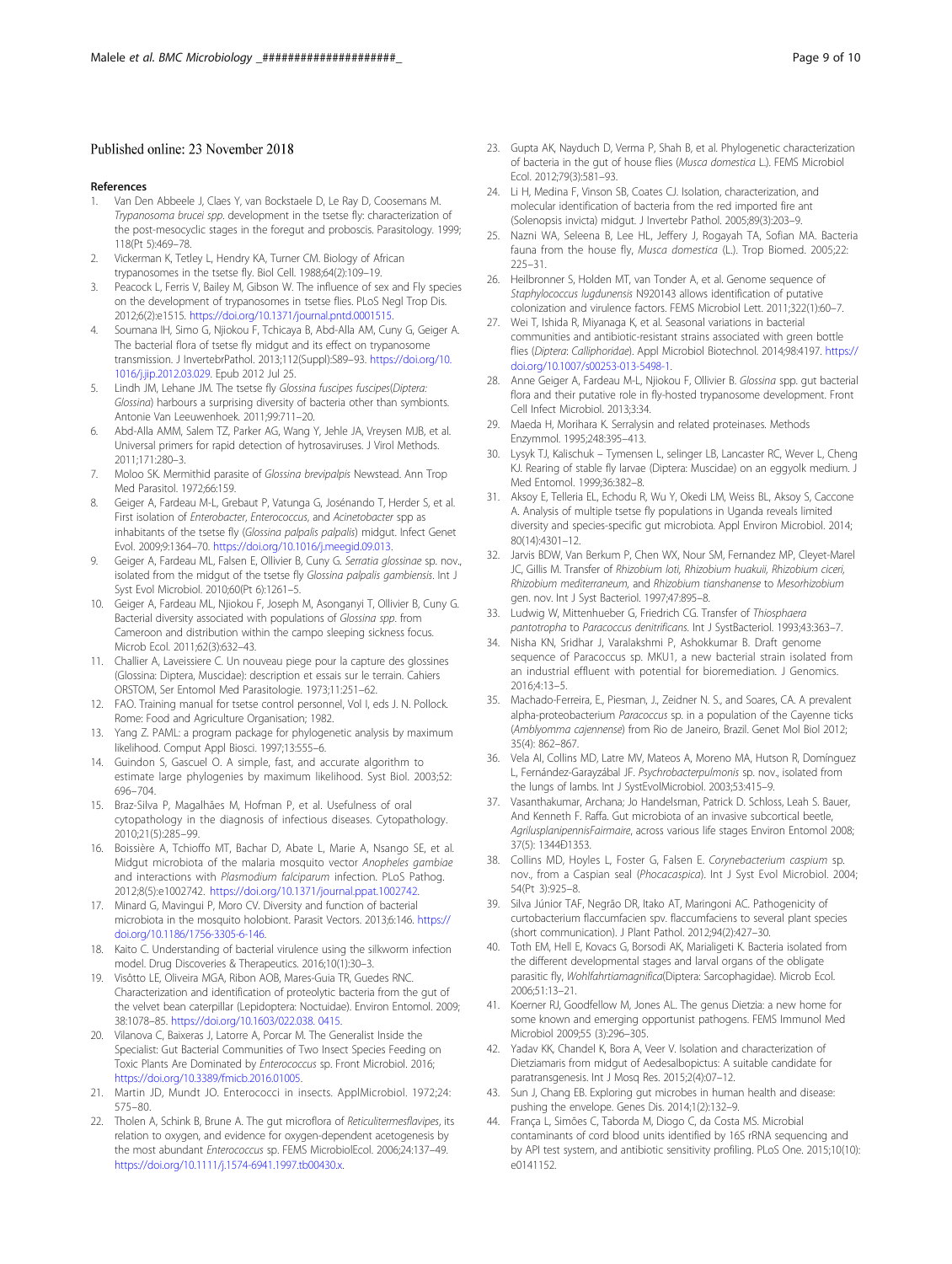Published online: 23 November 2018

## References

1. Van Den Abbeele J, Claes Y, van Bockstaele D, Le Ray D, Coosemans M. *Trypanosoma brucei spp*. development in the tsetse fly: characterization of the post-mesocyclic stages in the foregut and proboscis. Parasitology. 1999; 118(Pt 5):469–78.
2. Vickerman K, Tetley L, Hendry KA, Turner CM. Biology of African trypanosomes in the tsetse fly. Biol Cell. 1988;64(2):109–19.
3. Peacock L, Ferris V, Bailey M, Gibson W. The influence of sex and Fly species on the development of trypanosomes in tsetse flies. PLoS Negl Trop Dis. 2012;6(2):e1515. https://doi.org/10.1371/journal.pntd.0001515.
4. Soumana IH, Simo G, Njiokou F, Tchicaya B, Abd-Alla AM, Cuny G, Geiger A. The bacterial flora of tsetse fly midgut and its effect on trypanosome transmission. J InvertebrPathol. 2013;112(Suppl):S89–93. https://doi.org/10.1016/j.jip.2012.03.029. Epub 2012 Jul 25.
5. Lindh JM, Lehane JM. The tsetse fly *Glossina fuscipes fuscipes*(*Diptera: Glossina*) harbours a surprising diversity of bacteria other than symbionts. Antonie Van Leeuwenhoek. 2011;99:711–20.
6. Abd-Alla AMM, Salem TZ, Parker AG, Wang Y, Jehle JA, Vreysen MJB, et al. Universal primers for rapid detection of hytrosaviruses. J Virol Methods. 2011;171:280–3.
7. Moloo SK. Mermithid parasite of *Glossina brevipalpis* Newstead. Ann Trop Med Parasitol. 1972;66:159.
8. Geiger A, Fardeau M-L, Grebaut P, Vatunga G, Josénando T, Herder S, et al. First isolation of *Enterobacter*, *Enterococcus*, and *Acinetobacter* spp as inhabitants of the tsetse fly (*Glossina palpalis palpalis*) midgut. Infect Genet Evol. 2009;9:1364–70. https://doi.org/10.1016/j.meegid.09.013.
9. Geiger A, Fardeau ML, Falsen E, Ollivier B, Cuny G. *Serratia glossinae* sp. nov., isolated from the midgut of the tsetse fly *Glossina palpalis gambiensis*. Int J Syst Evol Microbiol. 2010;60(Pt 6):1261–5.
10. Geiger A, Fardeau ML, Njiokou F, Joseph M, Asonganyi T, Ollivier B, Cuny G. Bacterial diversity associated with populations of *Glossina spp*. from Cameroon and distribution within the campo sleeping sickness focus. Microb Ecol. 2011;62(3):632–43.
11. Challier A, Laveissiere C. Un nouveau piege pour la capture des glossines (Glossina: Diptera, Muscidae): description et essais sur le terrain. Cahiers ORSTOM, Ser Entomol Med Parasitologie. 1973;11:251–62.
12. FAO. Training manual for tsetse control personnel, Vol I, eds J. N. Pollock. Rome: Food and Agriculture Organisation; 1982.
13. Yang Z. PAML: a program package for phylogenetic analysis by maximum likelihood. Comput Appl Biosci. 1997;13:555–6.
14. Guindon S, Gascuel O. A simple, fast, and accurate algorithm to estimate large phylogenies by maximum likelihood. Syst Biol. 2003;52: 696–704.
15. Braz-Silva P, Magalhães M, Hofman P, et al. Usefulness of oral cytopathology in the diagnosis of infectious diseases. Cytopathology. 2010;21(5):285–99.
16. Boissière A, Tchioffo MT, Bachar D, Abate L, Marie A, Nsango SE, et al. Midgut microbiota of the malaria mosquito vector *Anopheles gambiae* and interactions with *Plasmodium falciparum* infection. PLoS Pathog. 2012;8(5):e1002742. https://doi.org/10.1371/journal.ppat.1002742.
17. Minard G, Mavingui P, Moro CV. Diversity and function of bacterial microbiota in the mosquito holobiont. Parasit Vectors. 2013;6:146. https://doi.org/10.1186/1756-3305-6-146.
18. Kaito C. Understanding of bacterial virulence using the silkworm infection model. Drug Discoveries & Therapeutics. 2016;10(1):30–3.
19. Visôtto LE, Oliveira MGA, Ribon AOB, Mares-Guia TR, Guedes RNC. Characterization and identification of proteolytic bacteria from the gut of the velvet bean caterpillar (Lepidoptera: Noctuidae). Environ Entomol. 2009; 38:1078–85. https://doi.org/10.1603/022.038. 0415.
20. Vilanova C, Baixeras J, Latorre A, Porcar M. The Generalist Inside the Specialist: Gut Bacterial Communities of Two Insect Species Feeding on Toxic Plants Are Dominated by *Enterococcus* sp. Front Microbiol. 2016; https://doi.org/10.3389/fmicb.2016.01005.
21. Martin JD, Mundt JO. Enterococci in insects. ApplMicrobiol. 1972;24: 575–80.
22. Tholen A, Schink B, Brune A. The gut microflora of *Reticulitermesflavipes*, its relation to oxygen, and evidence for oxygen-dependent acetogenesis by the most abundant *Enterococcus* sp. FEMS MicrobiolEcol. 2006;24:137–49. https://doi.org/10.1111/j.1574-6941.1997.tb00430.x.
23. Gupta AK, Nayduch D, Verma P, Shah B, et al. Phylogenetic characterization of bacteria in the gut of house flies (*Musca domestica* L.). FEMS Microbiol Ecol. 2012;79(3):581–93.
24. Li H, Medina F, Vinson SB, Coates CJ. Isolation, characterization, and molecular identification of bacteria from the red imported fire ant (Solenopsis invicta) midgut. J Invertebr Pathol. 2005;89(3):203–9.
25. Nazni WA, Seleena B, Lee HL, Jeffery J, Rogayah TA, Sofian MA. Bacteria fauna from the house fly, *Musca domestica* (L.). Trop Biomed. 2005;22: 225–31.
26. Heilbronner S, Holden MT, van Tonder A, et al. Genome sequence of *Staphylococcus lugdunensis* N920143 allows identification of putative colonization and virulence factors. FEMS Microbiol Lett. 2011;322(1):60–7.
27. Wei T, Ishida R, Miyanaga K, et al. Seasonal variations in bacterial communities and antibiotic-resistant strains associated with green bottle flies (*Diptera: Calliphoridae*). Appl Microbiol Biotechnol. 2014;98:4197. https://doi.org/10.1007/s00253-013-5498-1.
28. Anne Geiger A, Fardeau M-L, Njiokou F, Ollivier B. *Glossina* spp. gut bacterial flora and their putative role in fly-hosted trypanosome development. Front Cell Infect Microbiol. 2013;3:34.
29. Maeda H, Morihara K. Serralysin and related proteinases. Methods Enzymmol. 1995;248:395–413.
30. Lysyk TJ, Kalischuk – Tymensen L, selinger LB, Lancaster RC, Wever L, Cheng KJ. Rearing of stable fly larvae (Diptera: Muscidae) on an eggyolk medium. J Med Entomol. 1999;36:382–8.
31. Aksoy E, Telleria EL, Echodu R, Wu Y, Okedi LM, Weiss BL, Aksoy S, Caccone A. Analysis of multiple tsetse fly populations in Uganda reveals limited diversity and species-specific gut microbiota. Appl Environ Microbiol. 2014; 80(14):4301–12.
32. Jarvis BDW, Van Berkum P, Chen WX, Nour SM, Fernandez MP, Cleyet-Marel JC, Gillis M. Transfer of *Rhizobium loti, Rhizobium huakuii, Rhizobium ciceri, Rhizobium mediterraneum,* and *Rhizobium tianshanense* to *Mesorhizobium* gen. nov. Int J Syst Bacteriol. 1997;47:895–8.
33. Ludwig W, Mittenhueber G, Friedrich CG. Transfer of *Thiosphaera pantotropha* to *Paracoccus denitrificans*. Int J SystBacteriol. 1993;43:363–7.
34. Nisha KN, Sridhar J, Varalakshmi P, Ashokkumar B. Draft genome sequence of Paracoccus sp. MKU1, a new bacterial strain isolated from an industrial effluent with potential for bioremediation. J Genomics. 2016;4:13–5.
35. Machado-Ferreira, E., Piesman, J., Zeidner N. S., and Soares, CA. A prevalent alpha-proteobacterium *Paracoccus* sp. in a population of the Cayenne ticks (*Amblyomma cajennense*) from Rio de Janeiro, Brazil. Genet Mol Biol 2012; 35(4): 862–867.
36. Vela AI, Collins MD, Latre MV, Mateos A, Moreno MA, Hutson R, Domínguez L, Fernández-Garayzábal JF. *Psychrobacterpulmonis* sp. nov., isolated from the lungs of lambs. Int J SystEvolMicrobiol. 2003;53:415–9.
37. Vasanthakumar, Archana; Jo Handelsman, Patrick D. Schloss, Leah S. Bauer, And Kenneth F. Raffa. Gut microbiota of an invasive subcortical beetle, *AgrilusplanipennisFairmaire*, across various life stages Environ Entomol 2008; 37(5): 1344Ð1353.
38. Collins MD, Hoyles L, Foster G, Falsen E. *Corynebacterium caspium* sp. nov., from a Caspian seal (*Phocacaspica*). Int J Syst Evol Microbiol. 2004; 54(Pt 3):925–8.
39. Silva Júnior TAF, Negrão DR, Itako AT, Maringoni AC. Pathogenicity of curtobacterium flaccumfacien spv. flaccumfaciens to several plant species (short communication). J Plant Pathol. 2012;94(2):427–30.
40. Toth EM, Hell E, Kovacs G, Borsodi AK, Marialigeti K. Bacteria isolated from the different developmental stages and larval organs of the obligate parasitic fly, *Wohlfahrtiamagnifica*(Diptera: Sarcophagidae). Microb Ecol. 2006;51:13–21.
41. Koerner RJ, Goodfellow M, Jones AL. The genus Dietzia: a new home for some known and emerging opportunist pathogens. FEMS Immunol Med Microbiol 2009;55 (3):296–305.
42. Yadav KK, Chandel K, Bora A, Veer V. Isolation and characterization of Dietziamaris from midgut of Aedesalbopictus: A suitable candidate for paratransgenesis. Int J Mosq Res. 2015;2(4):07–12.
43. Sun J, Chang EB. Exploring gut microbes in human health and disease: pushing the envelope. Genes Dis. 2014;1(2):132–9.
44. França L, Simões C, Taborda M, Diogo C, da Costa MS. Microbial contaminants of cord blood units identified by 16S rRNA sequencing and by API test system, and antibiotic sensitivity profiling. PLoS One. 2015;10(10): e0141152.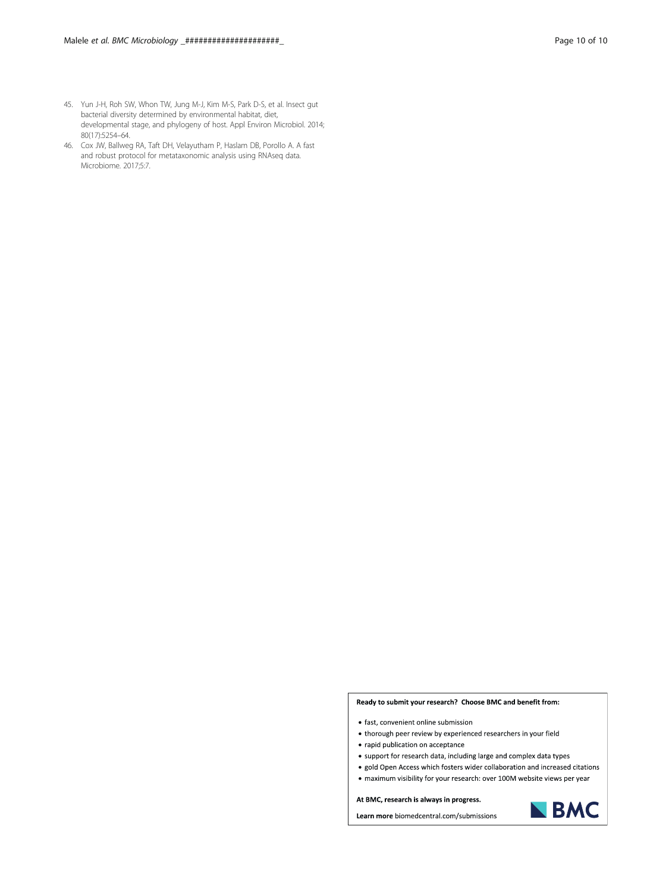45. Yun J-H, Roh SW, Whon TW, Jung M-J, Kim M-S, Park D-S, et al. Insect gut bacterial diversity determined by environmental habitat, diet, developmental stage, and phylogeny of host. Appl Environ Microbiol. 2014; 80(17):5254–64.
46. Cox JW, Ballweg RA, Taft DH, Velayutham P, Haslam DB, Porollo A. A fast and robust protocol for metataxonomic analysis using RNAseq data. Microbiome. 2017;5:7.

**Ready to submit your research? Choose BMC and benefit from:**

- fast, convenient online submission
- thorough peer review by experienced researchers in your field
- rapid publication on acceptance
- support for research data, including large and complex data types
- gold Open Access which fosters wider collaboration and increased citations
- maximum visibility for your research: over 100M website views per year

**At BMC, research is always in progress.**

**Learn more** biomedcentral.com/submissions

BMC